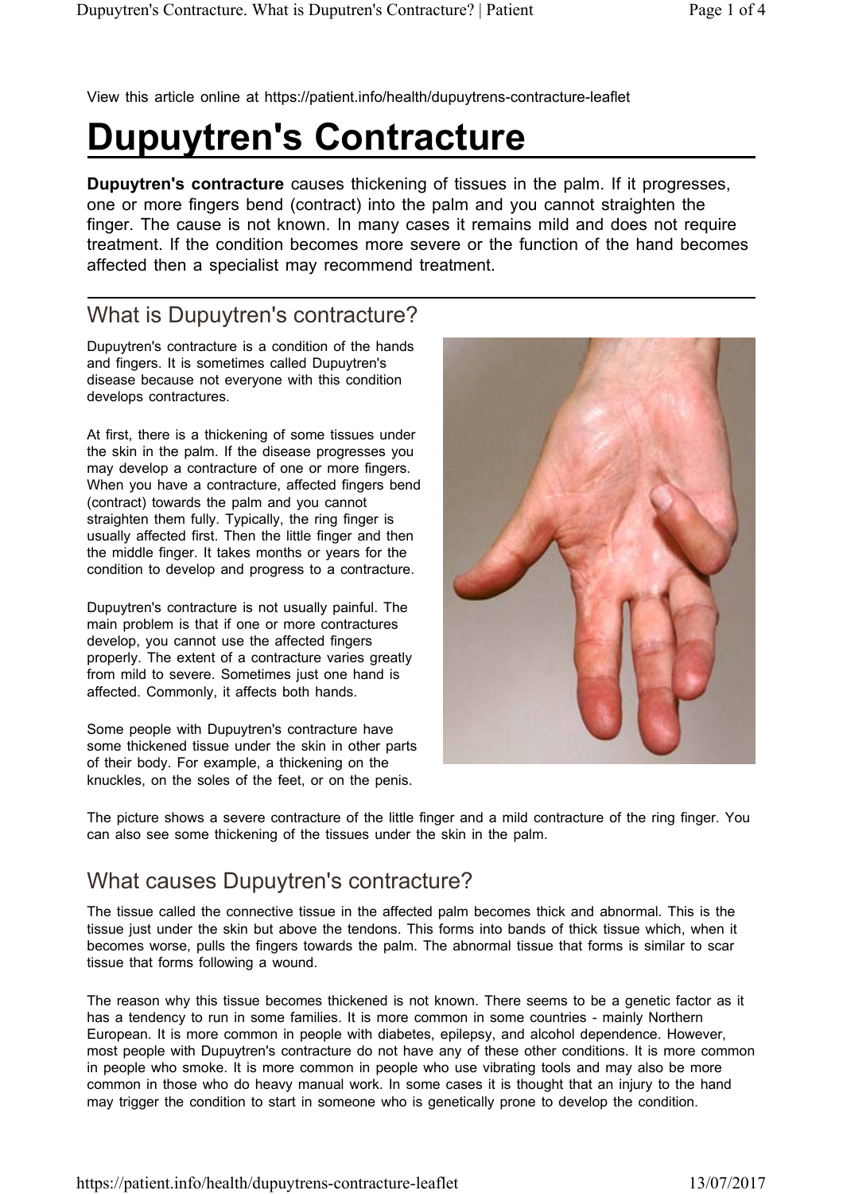View this article online at https://patient.info/health/dupuytrens-contracture-leaflet

# Dupuytren's Contracture

**Dupuytren's contracture** causes thickening of tissues in the palm. If it progresses, one or more fingers bend (contract) into the palm and you cannot straighten the finger. The cause is not known. In many cases it remains mild and does not require treatment. If the condition becomes more severe or the function of the hand becomes affected then a specialist may recommend treatment.

## What is Dupuytren's contracture?

Dupuytren's contracture is a condition of the hands and fingers. It is sometimes called Dupuytren's disease because not everyone with this condition develops contractures.

At first, there is a thickening of some tissues under the skin in the palm. If the disease progresses you may develop a contracture of one or more fingers. When you have a contracture, affected fingers bend (contract) towards the palm and you cannot straighten them fully. Typically, the ring finger is usually affected first. Then the little finger and then the middle finger. It takes months or years for the condition to develop and progress to a contracture.

Dupuytren's contracture is not usually painful. The main problem is that if one or more contractures develop, you cannot use the affected fingers properly. The extent of a contracture varies greatly from mild to severe. Sometimes just one hand is affected. Commonly, it affects both hands.

Some people with Dupuytren's contracture have some thickened tissue under the skin in other parts of their body. For example, a thickening on the knuckles, on the soles of the feet, or on the penis.

The picture shows a severe contracture of the little finger and a mild contracture of the ring finger. You can also see some thickening of the tissues under the skin in the palm.

## What causes Dupuytren's contracture?

The tissue called the connective tissue in the affected palm becomes thick and abnormal. This is the tissue just under the skin but above the tendons. This forms into bands of thick tissue which, when it becomes worse, pulls the fingers towards the palm. The abnormal tissue that forms is similar to scar tissue that forms following a wound.

The reason why this tissue becomes thickened is not known. There seems to be a genetic factor as it has a tendency to run in some families. It is more common in some countries - mainly Northern European. It is more common in people with diabetes, epilepsy, and alcohol dependence. However, most people with Dupuytren's contracture do not have any of these other conditions. It is more common in people who smoke. It is more common in people who use vibrating tools and may also be more common in those who do heavy manual work. In some cases it is thought that an injury to the hand may trigger the condition to start in someone who is genetically prone to develop the condition.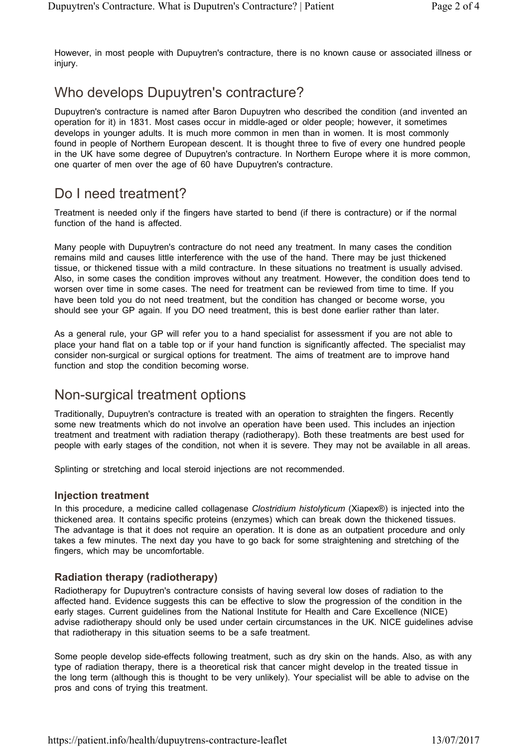However, in most people with Dupuytren's contracture, there is no known cause or associated illness or injury.

## Who develops Dupuytren's contracture?

Dupuytren's contracture is named after Baron Dupuytren who described the condition (and invented an operation for it) in 1831. Most cases occur in middle-aged or older people; however, it sometimes develops in younger adults. It is much more common in men than in women. It is most commonly found in people of Northern European descent. It is thought three to five of every one hundred people in the UK have some degree of Dupuytren's contracture. In Northern Europe where it is more common, one quarter of men over the age of 60 have Dupuytren's contracture.

## Do I need treatment?

Treatment is needed only if the fingers have started to bend (if there is contracture) or if the normal function of the hand is affected.

Many people with Dupuytren's contracture do not need any treatment. In many cases the condition remains mild and causes little interference with the use of the hand. There may be just thickened tissue, or thickened tissue with a mild contracture. In these situations no treatment is usually advised. Also, in some cases the condition improves without any treatment. However, the condition does tend to worsen over time in some cases. The need for treatment can be reviewed from time to time. If you have been told you do not need treatment, but the condition has changed or become worse, you should see your GP again. If you DO need treatment, this is best done earlier rather than later.

As a general rule, your GP will refer you to a hand specialist for assessment if you are not able to place your hand flat on a table top or if your hand function is significantly affected. The specialist may consider non-surgical or surgical options for treatment. The aims of treatment are to improve hand function and stop the condition becoming worse.

## Non-surgical treatment options

Traditionally, Dupuytren's contracture is treated with an operation to straighten the fingers. Recently some new treatments which do not involve an operation have been used. This includes an injection treatment and treatment with radiation therapy (radiotherapy). Both these treatments are best used for people with early stages of the condition, not when it is severe. They may not be available in all areas.

Splinting or stretching and local steroid injections are not recommended.

### Injection treatment

In this procedure, a medicine called collagenase *Clostridium histolyticum* (Xiapex®) is injected into the thickened area. It contains specific proteins (enzymes) which can break down the thickened tissues. The advantage is that it does not require an operation. It is done as an outpatient procedure and only takes a few minutes. The next day you have to go back for some straightening and stretching of the fingers, which may be uncomfortable.

### Radiation therapy (radiotherapy)

Radiotherapy for Dupuytren's contracture consists of having several low doses of radiation to the affected hand. Evidence suggests this can be effective to slow the progression of the condition in the early stages. Current guidelines from the National Institute for Health and Care Excellence (NICE) advise radiotherapy should only be used under certain circumstances in the UK. NICE guidelines advise that radiotherapy in this situation seems to be a safe treatment.

Some people develop side-effects following treatment, such as dry skin on the hands. Also, as with any type of radiation therapy, there is a theoretical risk that cancer might develop in the treated tissue in the long term (although this is thought to be very unlikely). Your specialist will be able to advise on the pros and cons of trying this treatment.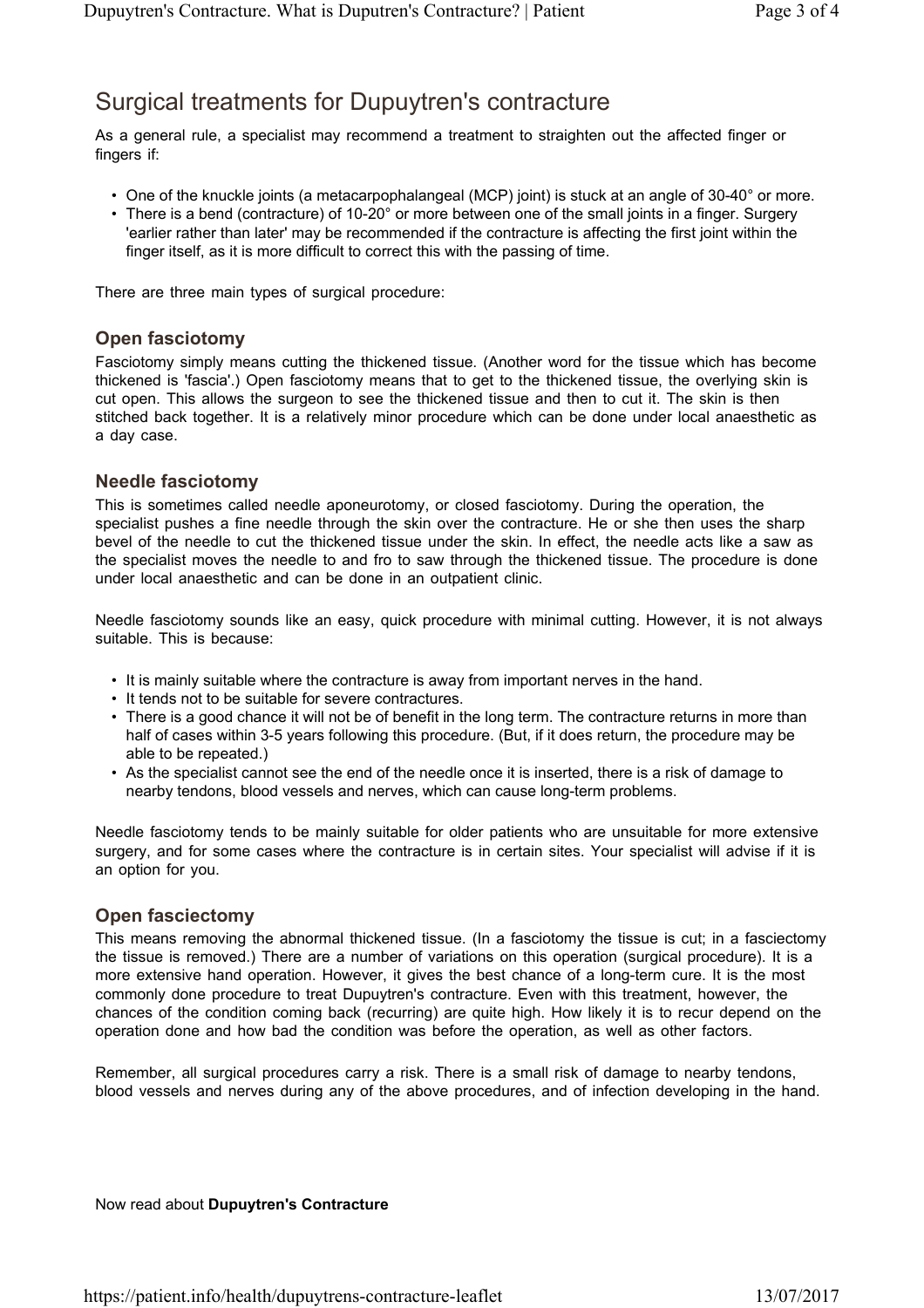# Surgical treatments for Dupuytren's contracture

As a general rule, a specialist may recommend a treatment to straighten out the affected finger or fingers if:

- One of the knuckle joints (a metacarpophalangeal (MCP) joint) is stuck at an angle of 30-40° or more.
- There is a bend (contracture) of 10-20° or more between one of the small joints in a finger. Surgery 'earlier rather than later' may be recommended if the contracture is affecting the first joint within the finger itself, as it is more difficult to correct this with the passing of time.

There are three main types of surgical procedure:

## Open fasciotomy

Fasciotomy simply means cutting the thickened tissue. (Another word for the tissue which has become thickened is 'fascia'.) Open fasciotomy means that to get to the thickened tissue, the overlying skin is cut open. This allows the surgeon to see the thickened tissue and then to cut it. The skin is then stitched back together. It is a relatively minor procedure which can be done under local anaesthetic as a day case.

## Needle fasciotomy

This is sometimes called needle aponeurotomy, or closed fasciotomy. During the operation, the specialist pushes a fine needle through the skin over the contracture. He or she then uses the sharp bevel of the needle to cut the thickened tissue under the skin. In effect, the needle acts like a saw as the specialist moves the needle to and fro to saw through the thickened tissue. The procedure is done under local anaesthetic and can be done in an outpatient clinic.

Needle fasciotomy sounds like an easy, quick procedure with minimal cutting. However, it is not always suitable. This is because:

- It is mainly suitable where the contracture is away from important nerves in the hand.
- It tends not to be suitable for severe contractures.
- There is a good chance it will not be of benefit in the long term. The contracture returns in more than half of cases within 3-5 years following this procedure. (But, if it does return, the procedure may be able to be repeated.)
- As the specialist cannot see the end of the needle once it is inserted, there is a risk of damage to nearby tendons, blood vessels and nerves, which can cause long-term problems.

Needle fasciotomy tends to be mainly suitable for older patients who are unsuitable for more extensive surgery, and for some cases where the contracture is in certain sites. Your specialist will advise if it is an option for you.

## Open fasciectomy

This means removing the abnormal thickened tissue. (In a fasciotomy the tissue is cut; in a fasciectomy the tissue is removed.) There are a number of variations on this operation (surgical procedure). It is a more extensive hand operation. However, it gives the best chance of a long-term cure. It is the most commonly done procedure to treat Dupuytren's contracture. Even with this treatment, however, the chances of the condition coming back (recurring) are quite high. How likely it is to recur depend on the operation done and how bad the condition was before the operation, as well as other factors.

Remember, all surgical procedures carry a risk. There is a small risk of damage to nearby tendons, blood vessels and nerves during any of the above procedures, and of infection developing in the hand.

Now read about **Dupuytren's Contracture**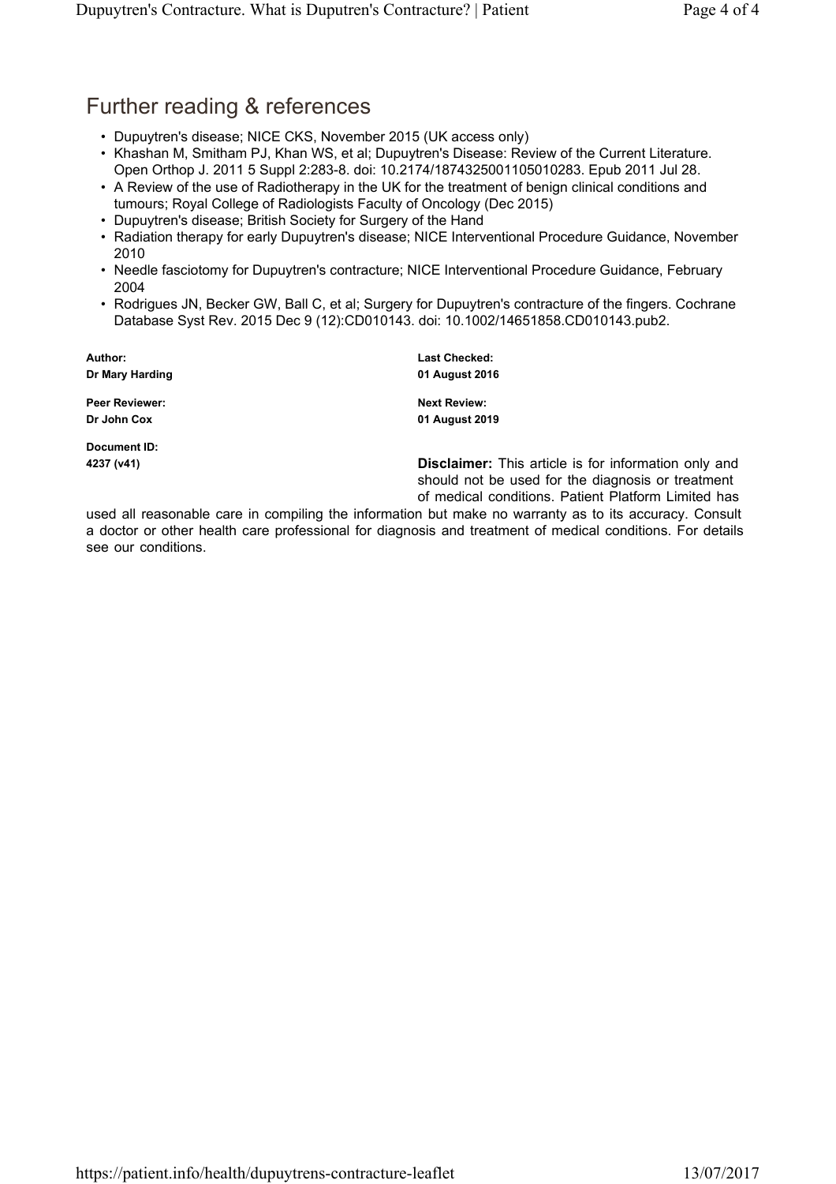## Further reading & references

- Dupuytren's disease; NICE CKS, November 2015 (UK access only)
- Khashan M, Smitham PJ, Khan WS, et al; Dupuytren's Disease: Review of the Current Literature. Open Orthop J. 2011 5 Suppl 2:283-8. doi: 10.2174/1874325001105010283. Epub 2011 Jul 28.
- A Review of the use of Radiotherapy in the UK for the treatment of benign clinical conditions and tumours; Royal College of Radiologists Faculty of Oncology (Dec 2015)
- Dupuytren's disease; British Society for Surgery of the Hand
- Radiation therapy for early Dupuytren's disease; NICE Interventional Procedure Guidance, November 2010
- Needle fasciotomy for Dupuytren's contracture; NICE Interventional Procedure Guidance, February 2004
- Rodrigues JN, Becker GW, Ball C, et al; Surgery for Dupuytren's contracture of the fingers. Cochrane Database Syst Rev. 2015 Dec 9 (12):CD010143. doi: 10.1002/14651858.CD010143.pub2.

**Author:**
**Dr Mary Harding**

**Peer Reviewer:**
**Dr John Cox**

**Document ID:**
**4237 (v41)**

**Last Checked:**
**01 August 2016**

**Next Review:**
**01 August 2019**

**Disclaimer:** This article is for information only and should not be used for the diagnosis or treatment of medical conditions. Patient Platform Limited has used all reasonable care in compiling the information but make no warranty as to its accuracy. Consult a doctor or other health care professional for diagnosis and treatment of medical conditions. For details see our conditions.